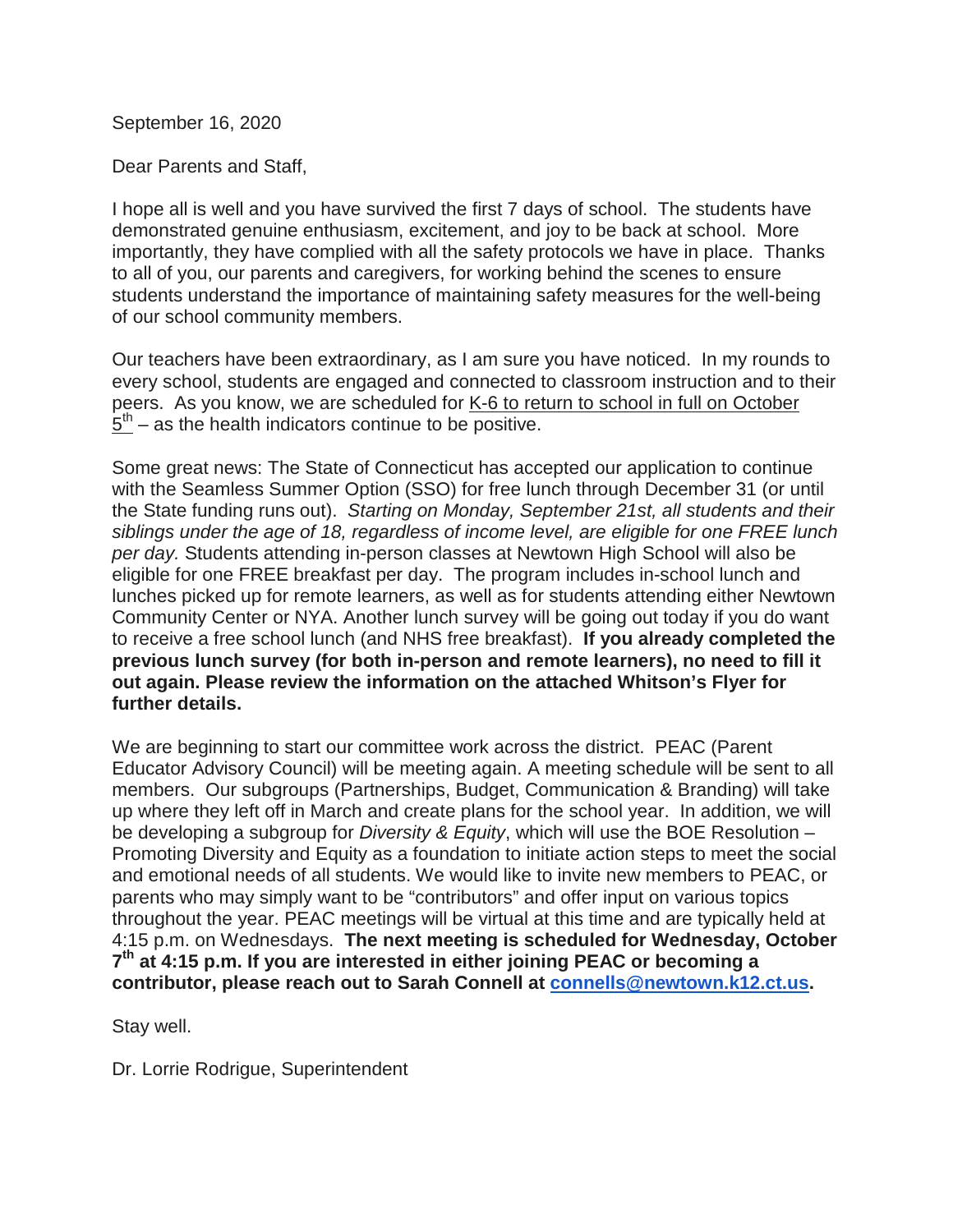September 16, 2020

Dear Parents and Staff,

I hope all is well and you have survived the first 7 days of school. The students have demonstrated genuine enthusiasm, excitement, and joy to be back at school. More importantly, they have complied with all the safety protocols we have in place. Thanks to all of you, our parents and caregivers, for working behind the scenes to ensure students understand the importance of maintaining safety measures for the well-being of our school community members.

Our teachers have been extraordinary, as I am sure you have noticed. In my rounds to every school, students are engaged and connected to classroom instruction and to their peers. As you know, we are scheduled for K-6 to return to school in full on October 5th – as the health indicators continue to be positive.

Some great news: The State of Connecticut has accepted our application to continue with the Seamless Summer Option (SSO) for free lunch through December 31 (or until the State funding runs out). *Starting on Monday, September 21st, all students and their siblings under the age of 18, regardless of income level, are eligible for one FREE lunch per day.* Students attending in-person classes at Newtown High School will also be eligible for one FREE breakfast per day. The program includes in-school lunch and lunches picked up for remote learners, as well as for students attending either Newtown Community Center or NYA. Another lunch survey will be going out today if you do want to receive a free school lunch (and NHS free breakfast). **If you already completed the previous lunch survey (for both in-person and remote learners), no need to fill it out again. Please review the information on the attached Whitson's Flyer for further details.**

We are beginning to start our committee work across the district. PEAC (Parent Educator Advisory Council) will be meeting again. A meeting schedule will be sent to all members. Our subgroups (Partnerships, Budget, Communication & Branding) will take up where they left off in March and create plans for the school year. In addition, we will be developing a subgroup for *Diversity & Equity*, which will use the BOE Resolution – Promoting Diversity and Equity as a foundation to initiate action steps to meet the social and emotional needs of all students. We would like to invite new members to PEAC, or parents who may simply want to be "contributors" and offer input on various topics throughout the year. PEAC meetings will be virtual at this time and are typically held at 4:15 p.m. on Wednesdays. **The next meeting is scheduled for Wednesday, October 7th at 4:15 p.m. If you are interested in either joining PEAC or becoming a contributor, please reach out to Sarah Connell at connells@newtown.k12.ct.us.**

Stay well.

Dr. Lorrie Rodrigue, Superintendent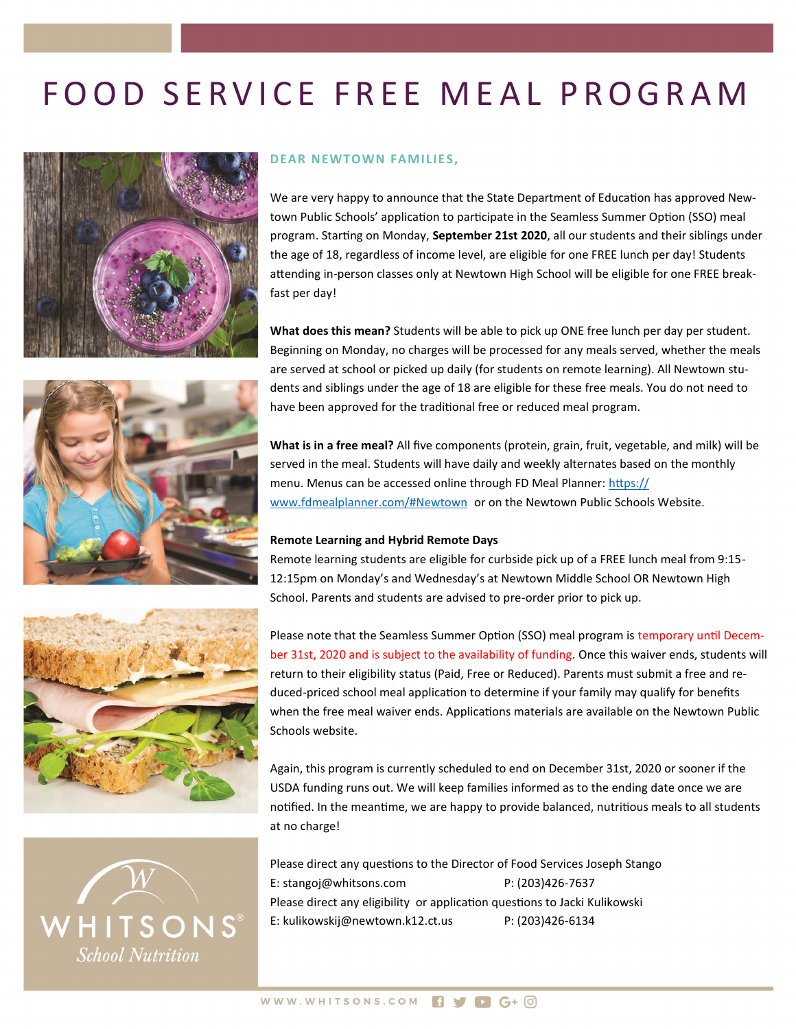# FOOD SERVICE FREE MEAL PROGRAM

## DEAR NEWTOWN FAMILIES,

We are very happy to announce that the State Department of Education has approved Newtown Public Schools' application to participate in the Seamless Summer Option (SSO) meal program. Starting on Monday, **September 21st 2020**, all our students and their siblings under the age of 18, regardless of income level, are eligible for one FREE lunch per day! Students attending in-person classes only at Newtown High School will be eligible for one FREE breakfast per day!

**What does this mean?** Students will be able to pick up ONE free lunch per day per student. Beginning on Monday, no charges will be processed for any meals served, whether the meals are served at school or picked up daily (for students on remote learning). All Newtown students and siblings under the age of 18 are eligible for these free meals. You do not need to have been approved for the traditional free or reduced meal program.

**What is in a free meal?** All five components (protein, grain, fruit, vegetable, and milk) will be served in the meal. Students will have daily and weekly alternates based on the monthly menu. Menus can be accessed online through FD Meal Planner: [https://www.fdmealplanner.com/#Newtown](https://www.fdmealplanner.com/#Newtown) or on the Newtown Public Schools Website.

**Remote Learning and Hybrid Remote Days**

Remote learning students are eligible for curbside pick up of a FREE lunch meal from 9:15-12:15pm on Monday's and Wednesday's at Newtown Middle School OR Newtown High School. Parents and students are advised to pre-order prior to pick up.

Please note that the Seamless Summer Option (SSO) meal program is temporary until December 31st, 2020 and is subject to the availability of funding. Once this waiver ends, students will return to their eligibility status (Paid, Free or Reduced). Parents must submit a free and reduced-priced school meal application to determine if your family may qualify for benefits when the free meal waiver ends. Applications materials are available on the Newtown Public Schools website.

Again, this program is currently scheduled to end on December 31st, 2020 or sooner if the USDA funding runs out. We will keep families informed as to the ending date once we are notified. In the meantime, we are happy to provide balanced, nutritious meals to all students at no charge!

Please direct any questions to the Director of Food Services Joseph Stango
E: stangoj@whitsons.com P: (203)426-7637
Please direct any eligibility or application questions to Jacki Kulikowski
E: kulikowskij@newtown.k12.ct.us P: (203)426-6134

WHITSONS® School Nutrition

WWW.WHITSONS.COM